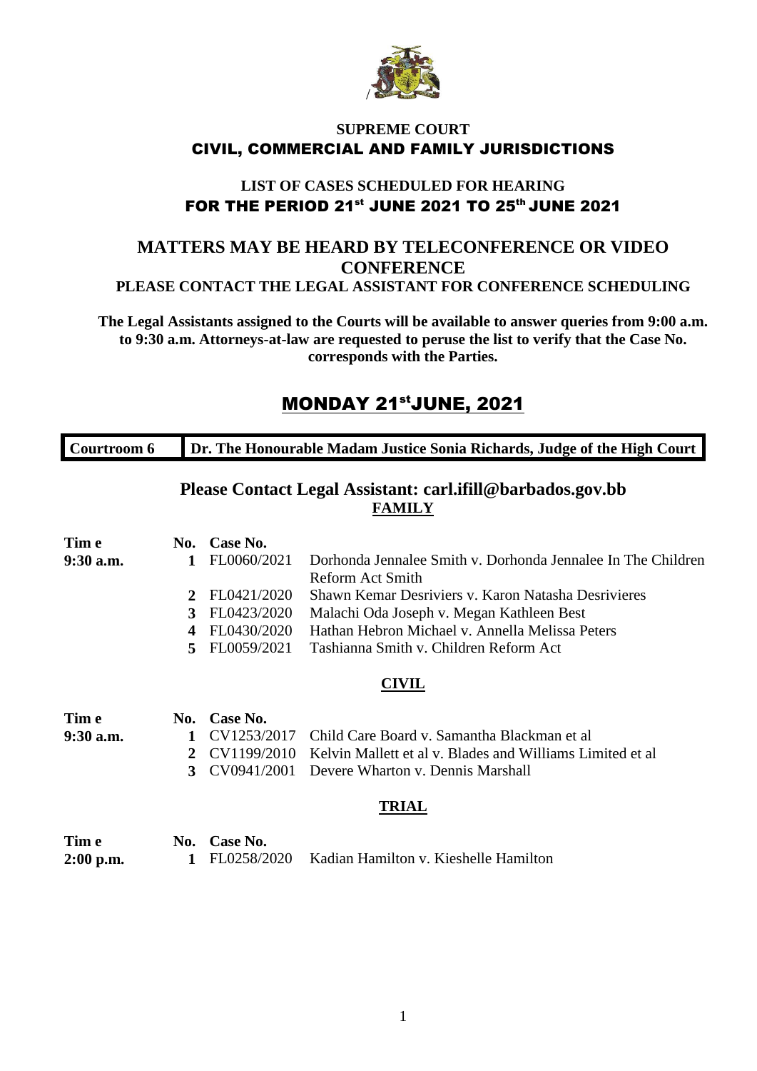**SUPREME COURT**
**CIVIL, COMMERCIAL AND FAMILY JURISDICTIONS**

**LIST OF CASES SCHEDULED FOR HEARING**
**FOR THE PERIOD 21st JUNE 2021 TO 25th JUNE 2021**

## MATTERS MAY BE HEARD BY TELECONFERENCE OR VIDEO CONFERENCE

**PLEASE CONTACT THE LEGAL ASSISTANT FOR CONFERENCE SCHEDULING**

**The Legal Assistants assigned to the Courts will be available to answer queries from 9:00 a.m. to 9:30 a.m. Attorneys-at-law are requested to peruse the list to verify that the Case No. corresponds with the Parties.**

# MONDAY 21st JUNE, 2021

| Courtroom 6 | Dr. The Honourable Madam Justice Sonia Richards, Judge of the High Court |
|---|---|

## Please Contact Legal Assistant: carl.ifill@barbados.gov.bb

### FAMILY

| Time | No. | Case No. | |
|---|---|---|---|
| 9:30 a.m. | 1 | FL0060/2021 | Dorhonda Jennalee Smith v. Dorhonda Jennalee In The Children Reform Act Smith |
| | 2 | FL0421/2020 | Shawn Kemar Desriviers v. Karon Natasha Desrivieres |
| | 3 | FL0423/2020 | Malachi Oda Joseph v. Megan Kathleen Best |
| | 4 | FL0430/2020 | Hathan Hebron Michael v. Annella Melissa Peters |
| | 5 | FL0059/2021 | Tashianna Smith v. Children Reform Act |

### CIVIL

| Time | No. | Case No. | |
|---|---|---|---|
| 9:30 a.m. | 1 | CV1253/2017 | Child Care Board v. Samantha Blackman et al |
| | 2 | CV1199/2010 | Kelvin Mallett et al v. Blades and Williams Limited et al |
| | 3 | CV0941/2001 | Devere Wharton v. Dennis Marshall |

### TRIAL

| Time | No. | Case No. | |
|---|---|---|---|
| 2:00 p.m. | 1 | FL0258/2020 | Kadian Hamilton v. Kieshelle Hamilton |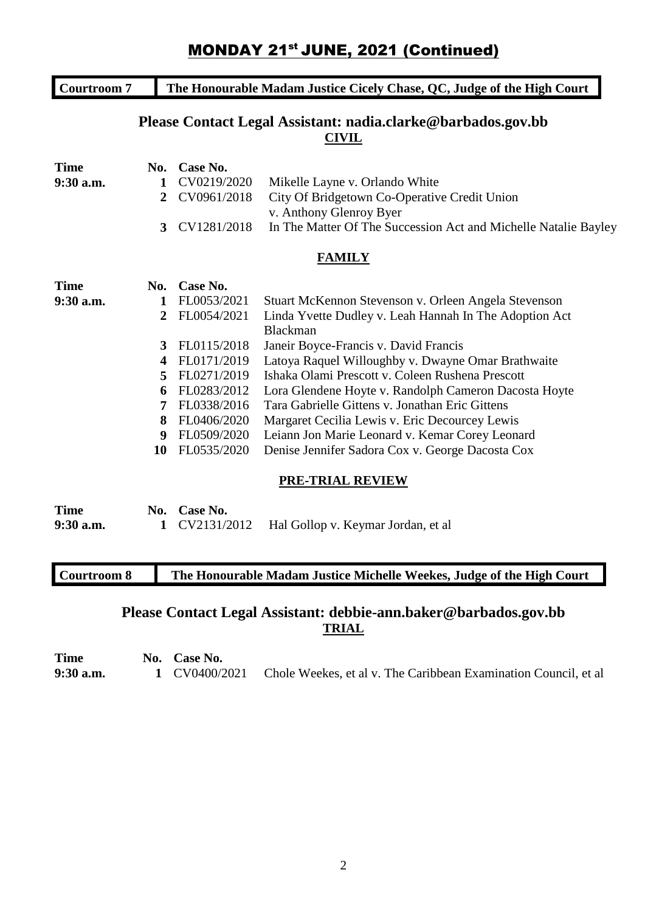# MONDAY 21st JUNE, 2021 (Continued)

## Courtroom 7 — The Honourable Madam Justice Cicely Chase, QC, Judge of the High Court

### Please Contact Legal Assistant: nadia.clarke@barbados.gov.bb

**CIVIL**

| Time | No. | Case No. | |
|---|---|---|---|
| 9:30 a.m. | 1 | CV0219/2020 | Mikelle Layne v. Orlando White |
| | 2 | CV0961/2018 | City Of Bridgetown Co-Operative Credit Union v. Anthony Glenroy Byer |
| | 3 | CV1281/2018 | In The Matter Of The Succession Act and Michelle Natalie Bayley |

**FAMILY**

| Time | No. | Case No. | |
|---|---|---|---|
| 9:30 a.m. | 1 | FL0053/2021 | Stuart McKennon Stevenson v. Orleen Angela Stevenson |
| | 2 | FL0054/2021 | Linda Yvette Dudley v. Leah Hannah In The Adoption Act Blackman |
| | 3 | FL0115/2018 | Janeir Boyce-Francis v. David Francis |
| | 4 | FL0171/2019 | Latoya Raquel Willoughby v. Dwayne Omar Brathwaite |
| | 5 | FL0271/2019 | Ishaka Olami Prescott v. Coleen Rushena Prescott |
| | 6 | FL0283/2012 | Lora Glendene Hoyte v. Randolph Cameron Dacosta Hoyte |
| | 7 | FL0338/2016 | Tara Gabrielle Gittens v. Jonathan Eric Gittens |
| | 8 | FL0406/2020 | Margaret Cecilia Lewis v. Eric Decourcey Lewis |
| | 9 | FL0509/2020 | Leiann Jon Marie Leonard v. Kemar Corey Leonard |
| | 10 | FL0535/2020 | Denise Jennifer Sadora Cox v. George Dacosta Cox |

**PRE-TRIAL REVIEW**

| Time | No. | Case No. | |
|---|---|---|---|
| 9:30 a.m. | 1 | CV2131/2012 | Hal Gollop v. Keymar Jordan, et al |

## Courtroom 8 — The Honourable Madam Justice Michelle Weekes, Judge of the High Court

### Please Contact Legal Assistant: debbie-ann.baker@barbados.gov.bb

**TRIAL**

| Time | No. | Case No. | |
|---|---|---|---|
| 9:30 a.m. | 1 | CV0400/2021 | Chole Weekes, et al v. The Caribbean Examination Council, et al |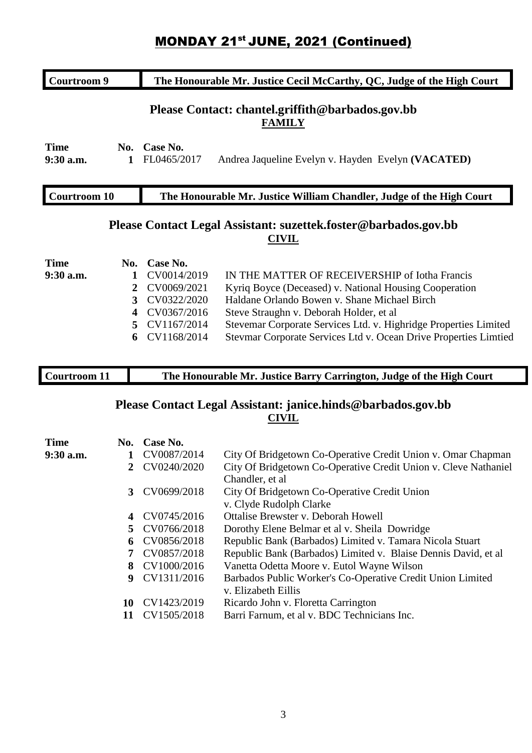# MONDAY 21st JUNE, 2021 (Continued)

| Courtroom 9 | The Honourable Mr. Justice Cecil McCarthy, QC, Judge of the High Court |
| --- | --- |

**Please Contact: chantel.griffith@barbados.gov.bb**

**FAMILY**

| Time | No. | Case No. | |
| --- | --- | --- | --- |
| 9:30 a.m. | 1 | FL0465/2017 | Andrea Jaqueline Evelyn v. Hayden Evelyn **(VACATED)** |

| Courtroom 10 | The Honourable Mr. Justice William Chandler, Judge of the High Court |
| --- | --- |

**Please Contact Legal Assistant: suzettek.foster@barbados.gov.bb**

**CIVIL**

| Time | No. | Case No. | |
| --- | --- | --- | --- |
| 9:30 a.m. | 1 | CV0014/2019 | IN THE MATTER OF RECEIVERSHIP of Iotha Francis |
| | 2 | CV0069/2021 | Kyriq Boyce (Deceased) v. National Housing Cooperation |
| | 3 | CV0322/2020 | Haldane Orlando Bowen v. Shane Michael Birch |
| | 4 | CV0367/2016 | Steve Straughn v. Deborah Holder, et al |
| | 5 | CV1167/2014 | Stevemar Corporate Services Ltd. v. Highridge Properties Limited |
| | 6 | CV1168/2014 | Stevmar Corporate Services Ltd v. Ocean Drive Properties Limtied |

| Courtroom 11 | The Honourable Mr. Justice Barry Carrington, Judge of the High Court |
| --- | --- |

**Please Contact Legal Assistant: janice.hinds@barbados.gov.bb**

**CIVIL**

| Time | No. | Case No. | |
| --- | --- | --- | --- |
| 9:30 a.m. | 1 | CV0087/2014 | City Of Bridgetown Co-Operative Credit Union v. Omar Chapman |
| | 2 | CV0240/2020 | City Of Bridgetown Co-Operative Credit Union v. Cleve Nathaniel Chandler, et al |
| | 3 | CV0699/2018 | City Of Bridgetown Co-Operative Credit Union v. Clyde Rudolph Clarke |
| | 4 | CV0745/2016 | Ottalise Brewster v. Deborah Howell |
| | 5 | CV0766/2018 | Dorothy Elene Belmar et al v. Sheila Dowridge |
| | 6 | CV0856/2018 | Republic Bank (Barbados) Limited v. Tamara Nicola Stuart |
| | 7 | CV0857/2018 | Republic Bank (Barbados) Limited v. Blaise Dennis David, et al |
| | 8 | CV1000/2016 | Vanetta Odetta Moore v. Eutol Wayne Wilson |
| | 9 | CV1311/2016 | Barbados Public Worker's Co-Operative Credit Union Limited v. Elizabeth Eillis |
| | 10 | CV1423/2019 | Ricardo John v. Floretta Carrington |
| | 11 | CV1505/2018 | Barri Farnum, et al v. BDC Technicians Inc. |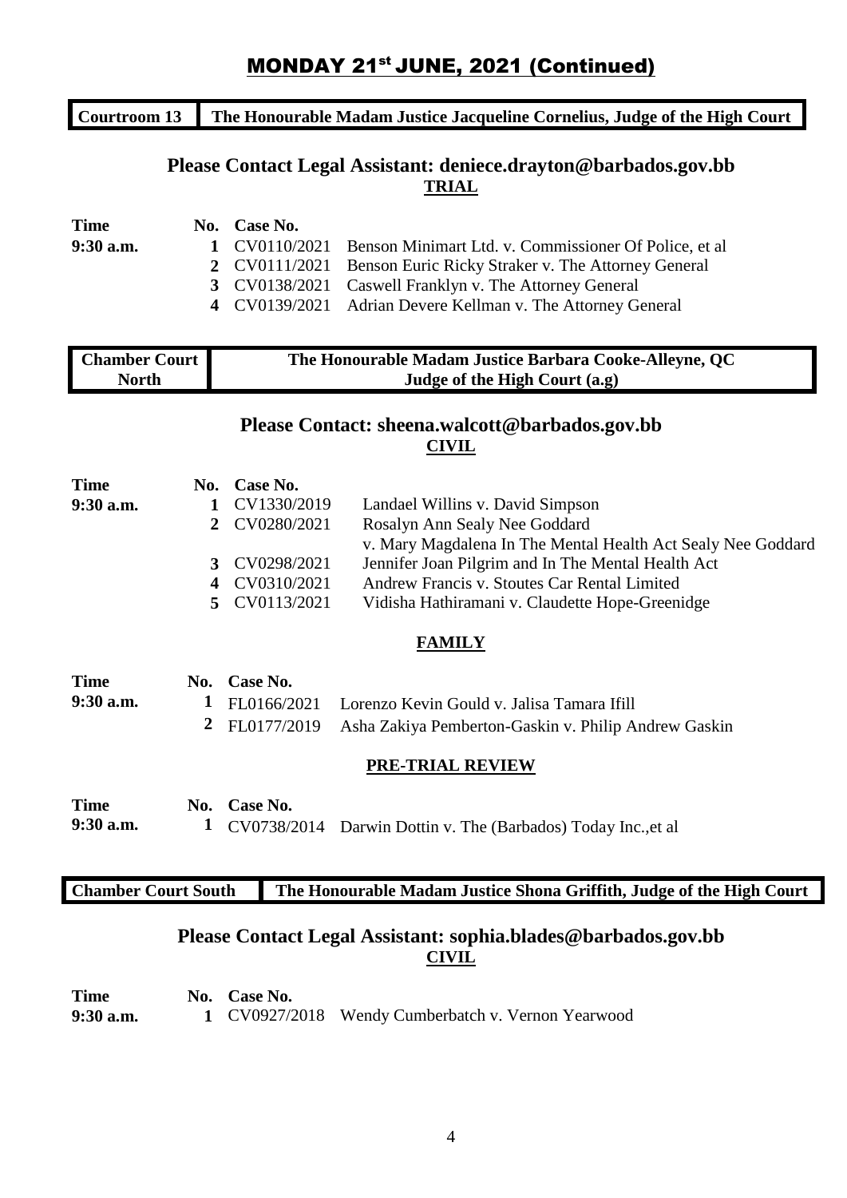# MONDAY 21st JUNE, 2021 (Continued)

| Courtroom 13 | The Honourable Madam Justice Jacqueline Cornelius, Judge of the High Court |
|---|---|

## Please Contact Legal Assistant: deniece.drayton@barbados.gov.bb

### TRIAL

| Time | No. | Case No. | |
|---|---|---|---|
| 9:30 a.m. | 1 | CV0110/2021 | Benson Minimart Ltd. v. Commissioner Of Police, et al |
| | 2 | CV0111/2021 | Benson Euric Ricky Straker v. The Attorney General |
| | 3 | CV0138/2021 | Caswell Franklyn v. The Attorney General |
| | 4 | CV0139/2021 | Adrian Devere Kellman v. The Attorney General |

| Chamber Court North | The Honourable Madam Justice Barbara Cooke-Alleyne, QC Judge of the High Court (a.g) |
|---|---|

## Please Contact: sheena.walcott@barbados.gov.bb

### CIVIL

| Time | No. | Case No. | |
|---|---|---|---|
| 9:30 a.m. | 1 | CV1330/2019 | Landael Willins v. David Simpson |
| | 2 | CV0280/2021 | Rosalyn Ann Sealy Nee Goddard v. Mary Magdalena In The Mental Health Act Sealy Nee Goddard |
| | 3 | CV0298/2021 | Jennifer Joan Pilgrim and In The Mental Health Act |
| | 4 | CV0310/2021 | Andrew Francis v. Stoutes Car Rental Limited |
| | 5 | CV0113/2021 | Vidisha Hathiramani v. Claudette Hope-Greenidge |

### FAMILY

| Time | No. | Case No. | |
|---|---|---|---|
| 9:30 a.m. | 1 | FL0166/2021 | Lorenzo Kevin Gould v. Jalisa Tamara Ifill |
| | 2 | FL0177/2019 | Asha Zakiya Pemberton-Gaskin v. Philip Andrew Gaskin |

### PRE-TRIAL REVIEW

| Time | No. | Case No. | |
|---|---|---|---|
| 9:30 a.m. | 1 | CV0738/2014 | Darwin Dottin v. The (Barbados) Today Inc.,et al |

| Chamber Court South | The Honourable Madam Justice Shona Griffith, Judge of the High Court |
|---|---|

## Please Contact Legal Assistant: sophia.blades@barbados.gov.bb

### CIVIL

| Time | No. | Case No. | |
|---|---|---|---|
| 9:30 a.m. | 1 | CV0927/2018 | Wendy Cumberbatch v. Vernon Yearwood |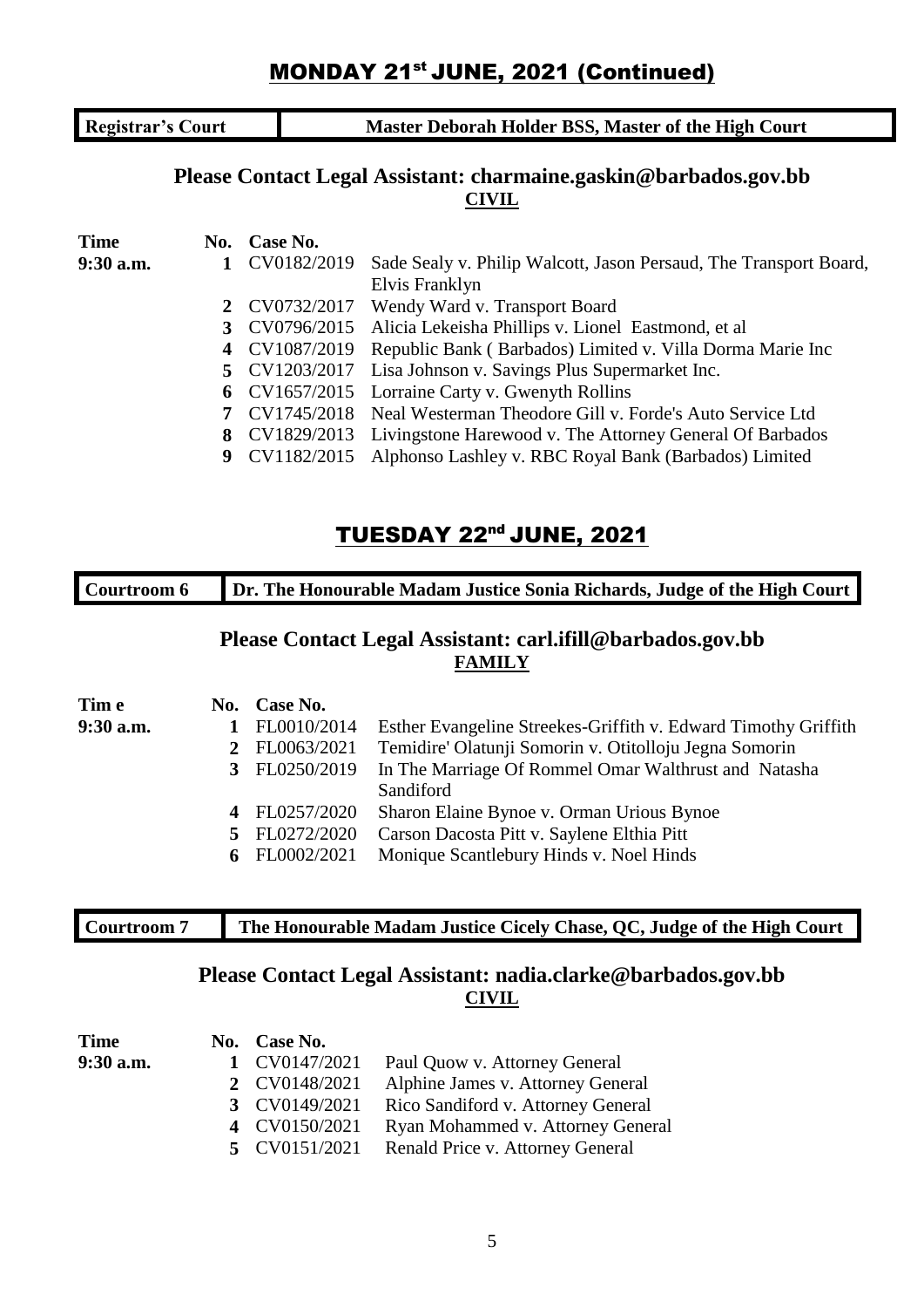## MONDAY 21st JUNE, 2021 (Continued)

| Registrar's Court | Master Deborah Holder BSS, Master of the High Court |
|---|---|

**Please Contact Legal Assistant: charmaine.gaskin@barbados.gov.bb**

**CIVIL**

| Time | No. | Case No. | |
|---|---|---|---|
| 9:30 a.m. | 1 | CV0182/2019 | Sade Sealy v. Philip Walcott, Jason Persaud, The Transport Board, Elvis Franklyn |
| | 2 | CV0732/2017 | Wendy Ward v. Transport Board |
| | 3 | CV0796/2015 | Alicia Lekeisha Phillips v. Lionel Eastmond, et al |
| | 4 | CV1087/2019 | Republic Bank ( Barbados) Limited v. Villa Dorma Marie Inc |
| | 5 | CV1203/2017 | Lisa Johnson v. Savings Plus Supermarket Inc. |
| | 6 | CV1657/2015 | Lorraine Carty v. Gwenyth Rollins |
| | 7 | CV1745/2018 | Neal Westerman Theodore Gill v. Forde's Auto Service Ltd |
| | 8 | CV1829/2013 | Livingstone Harewood v. The Attorney General Of Barbados |
| | 9 | CV1182/2015 | Alphonso Lashley v. RBC Royal Bank (Barbados) Limited |

## TUESDAY 22nd JUNE, 2021

| Courtroom 6 | Dr. The Honourable Madam Justice Sonia Richards, Judge of the High Court |
|---|---|

**Please Contact Legal Assistant: carl.ifill@barbados.gov.bb**

**FAMILY**

| Tim e | No. | Case No. | |
|---|---|---|---|
| 9:30 a.m. | 1 | FL0010/2014 | Esther Evangeline Streekes-Griffith v. Edward Timothy Griffith |
| | 2 | FL0063/2021 | Temidire' Olatunji Somorin v. Otitolloju Jegna Somorin |
| | 3 | FL0250/2019 | In The Marriage Of Rommel Omar Walthrust and Natasha Sandiford |
| | 4 | FL0257/2020 | Sharon Elaine Bynoe v. Orman Urious Bynoe |
| | 5 | FL0272/2020 | Carson Dacosta Pitt v. Saylene Elthia Pitt |
| | 6 | FL0002/2021 | Monique Scantlebury Hinds v. Noel Hinds |

| Courtroom 7 | The Honourable Madam Justice Cicely Chase, QC, Judge of the High Court |
|---|---|

**Please Contact Legal Assistant: nadia.clarke@barbados.gov.bb**

**CIVIL**

| Time | No. | Case No. | |
|---|---|---|---|
| 9:30 a.m. | 1 | CV0147/2021 | Paul Quow v. Attorney General |
| | 2 | CV0148/2021 | Alphine James v. Attorney General |
| | 3 | CV0149/2021 | Rico Sandiford v. Attorney General |
| | 4 | CV0150/2021 | Ryan Mohammed v. Attorney General |
| | 5 | CV0151/2021 | Renald Price v. Attorney General |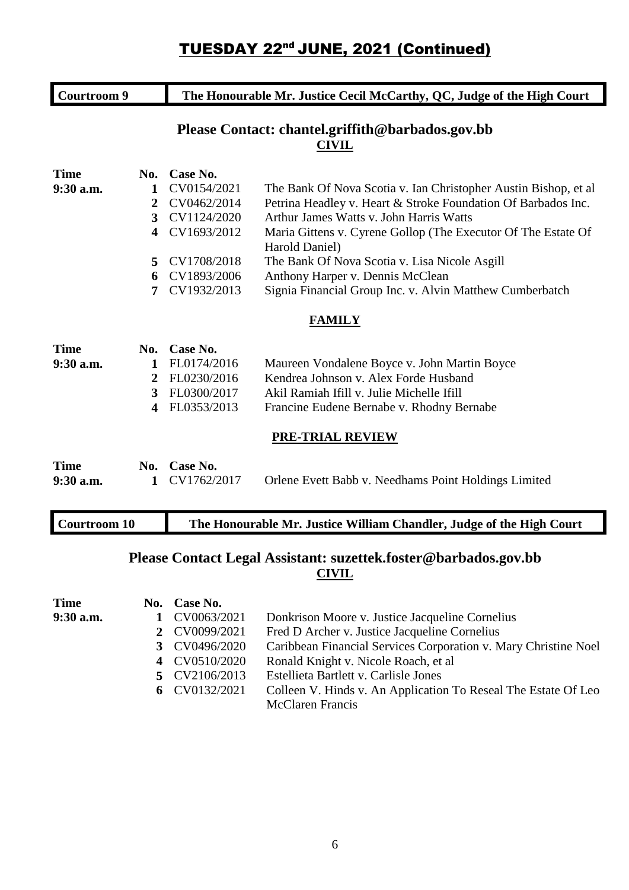# TUESDAY 22nd JUNE, 2021 (Continued)

## Courtroom 9 — The Honourable Mr. Justice Cecil McCarthy, QC, Judge of the High Court

### Please Contact: chantel.griffith@barbados.gov.bb

**CIVIL**

| Time | No. | Case No. | |
|---|---|---|---|
| 9:30 a.m. | 1 | CV0154/2021 | The Bank Of Nova Scotia v. Ian Christopher Austin Bishop, et al |
| | 2 | CV0462/2014 | Petrina Headley v. Heart & Stroke Foundation Of Barbados Inc. |
| | 3 | CV1124/2020 | Arthur James Watts v. John Harris Watts |
| | 4 | CV1693/2012 | Maria Gittens v. Cyrene Gollop (The Executor Of The Estate Of Harold Daniel) |
| | 5 | CV1708/2018 | The Bank Of Nova Scotia v. Lisa Nicole Asgill |
| | 6 | CV1893/2006 | Anthony Harper v. Dennis McClean |
| | 7 | CV1932/2013 | Signia Financial Group Inc. v. Alvin Matthew Cumberbatch |

**FAMILY**

| Time | No. | Case No. | |
|---|---|---|---|
| 9:30 a.m. | 1 | FL0174/2016 | Maureen Vondalene Boyce v. John Martin Boyce |
| | 2 | FL0230/2016 | Kendrea Johnson v. Alex Forde Husband |
| | 3 | FL0300/2017 | Akil Ramiah Ifill v. Julie Michelle Ifill |
| | 4 | FL0353/2013 | Francine Eudene Bernabe v. Rhodny Bernabe |

**PRE-TRIAL REVIEW**

| Time | No. | Case No. | |
|---|---|---|---|
| 9:30 a.m. | 1 | CV1762/2017 | Orlene Evett Babb v. Needhams Point Holdings Limited |

## Courtroom 10 — The Honourable Mr. Justice William Chandler, Judge of the High Court

### Please Contact Legal Assistant: suzettek.foster@barbados.gov.bb

**CIVIL**

| Time | No. | Case No. | |
|---|---|---|---|
| 9:30 a.m. | 1 | CV0063/2021 | Donkrison Moore v. Justice Jacqueline Cornelius |
| | 2 | CV0099/2021 | Fred D Archer v. Justice Jacqueline Cornelius |
| | 3 | CV0496/2020 | Caribbean Financial Services Corporation v. Mary Christine Noel |
| | 4 | CV0510/2020 | Ronald Knight v. Nicole Roach, et al |
| | 5 | CV2106/2013 | Estellieta Bartlett v. Carlisle Jones |
| | 6 | CV0132/2021 | Colleen V. Hinds v. An Application To Reseal The Estate Of Leo McClaren Francis |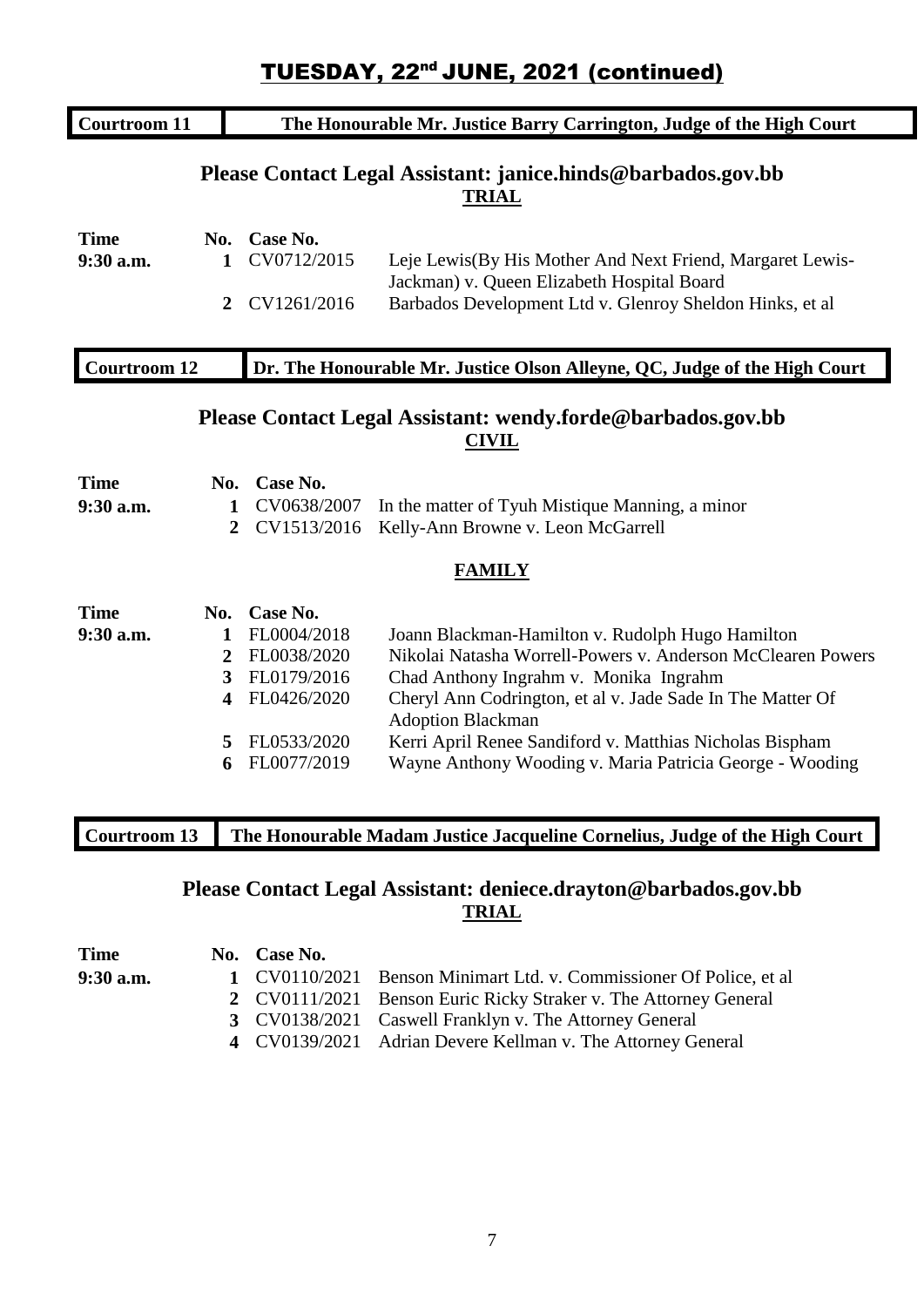# TUESDAY, 22nd JUNE, 2021 (continued)

## Courtroom 11 — The Honourable Mr. Justice Barry Carrington, Judge of the High Court

### Please Contact Legal Assistant: janice.hinds@barbados.gov.bb

**TRIAL**

| Time | No. | Case No. | |
|---|---|---|---|
| 9:30 a.m. | 1 | CV0712/2015 | Leje Lewis(By His Mother And Next Friend, Margaret Lewis-Jackman) v. Queen Elizabeth Hospital Board |
| | 2 | CV1261/2016 | Barbados Development Ltd v. Glenroy Sheldon Hinks, et al |

## Courtroom 12 — Dr. The Honourable Mr. Justice Olson Alleyne, QC, Judge of the High Court

### Please Contact Legal Assistant: wendy.forde@barbados.gov.bb

**CIVIL**

| Time | No. | Case No. | |
|---|---|---|---|
| 9:30 a.m. | 1 | CV0638/2007 | In the matter of Tyuh Mistique Manning, a minor |
| | 2 | CV1513/2016 | Kelly-Ann Browne v. Leon McGarrell |

**FAMILY**

| Time | No. | Case No. | |
|---|---|---|---|
| 9:30 a.m. | 1 | FL0004/2018 | Joann Blackman-Hamilton v. Rudolph Hugo Hamilton |
| | 2 | FL0038/2020 | Nikolai Natasha Worrell-Powers v. Anderson McClearen Powers |
| | 3 | FL0179/2016 | Chad Anthony Ingrahm v. Monika Ingrahm |
| | 4 | FL0426/2020 | Cheryl Ann Codrington, et al v. Jade Sade In The Matter Of Adoption Blackman |
| | 5 | FL0533/2020 | Kerri April Renee Sandiford v. Matthias Nicholas Bispham |
| | 6 | FL0077/2019 | Wayne Anthony Wooding v. Maria Patricia George - Wooding |

## Courtroom 13 — The Honourable Madam Justice Jacqueline Cornelius, Judge of the High Court

### Please Contact Legal Assistant: deniece.drayton@barbados.gov.bb

**TRIAL**

| Time | No. | Case No. | |
|---|---|---|---|
| 9:30 a.m. | 1 | CV0110/2021 | Benson Minimart Ltd. v. Commissioner Of Police, et al |
| | 2 | CV0111/2021 | Benson Euric Ricky Straker v. The Attorney General |
| | 3 | CV0138/2021 | Caswell Franklyn v. The Attorney General |
| | 4 | CV0139/2021 | Adrian Devere Kellman v. The Attorney General |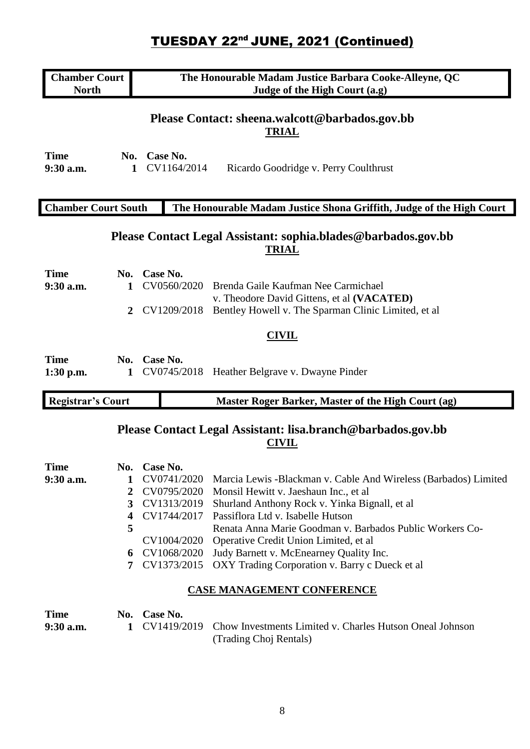# TUESDAY 22nd JUNE, 2021 (Continued)

| Chamber Court North | The Honourable Madam Justice Barbara Cooke-Alleyne, QC Judge of the High Court (a.g) |
|---|---|

**Please Contact: sheena.walcott@barbados.gov.bb**

**TRIAL**

| Time | No. | Case No. | |
|---|---|---|---|
| 9:30 a.m. | 1 | CV1164/2014 | Ricardo Goodridge v. Perry Coulthrust |

| Chamber Court South | The Honourable Madam Justice Shona Griffith, Judge of the High Court |
|---|---|

**Please Contact Legal Assistant: sophia.blades@barbados.gov.bb**

**TRIAL**

| Time | No. | Case No. | |
|---|---|---|---|
| 9:30 a.m. | 1 | CV0560/2020 | Brenda Gaile Kaufman Nee Carmichael v. Theodore David Gittens, et al **(VACATED)** |
| | 2 | CV1209/2018 | Bentley Howell v. The Sparman Clinic Limited, et al |

**CIVIL**

| Time | No. | Case No. | |
|---|---|---|---|
| 1:30 p.m. | 1 | CV0745/2018 | Heather Belgrave v. Dwayne Pinder |

| Registrar's Court | Master Roger Barker, Master of the High Court (ag) |
|---|---|

**Please Contact Legal Assistant: lisa.branch@barbados.gov.bb**

**CIVIL**

| Time | No. | Case No. | |
|---|---|---|---|
| 9:30 a.m. | 1 | CV0741/2020 | Marcia Lewis -Blackman v. Cable And Wireless (Barbados) Limited |
| | 2 | CV0795/2020 | Monsil Hewitt v. Jaeshaun Inc., et al |
| | 3 | CV1313/2019 | Shurland Anthony Rock v. Yinka Bignall, et al |
| | 4 | CV1744/2017 | Passiflora Ltd v. Isabelle Hutson |
| | 5 | CV1004/2020 | Renata Anna Marie Goodman v. Barbados Public Workers Co-Operative Credit Union Limited, et al |
| | 6 | CV1068/2020 | Judy Barnett v. McEnearney Quality Inc. |
| | 7 | CV1373/2015 | OXY Trading Corporation v. Barry c Dueck et al |

**CASE MANAGEMENT CONFERENCE**

| Time | No. | Case No. | |
|---|---|---|---|
| 9:30 a.m. | 1 | CV1419/2019 | Chow Investments Limited v. Charles Hutson Oneal Johnson (Trading Choj Rentals) |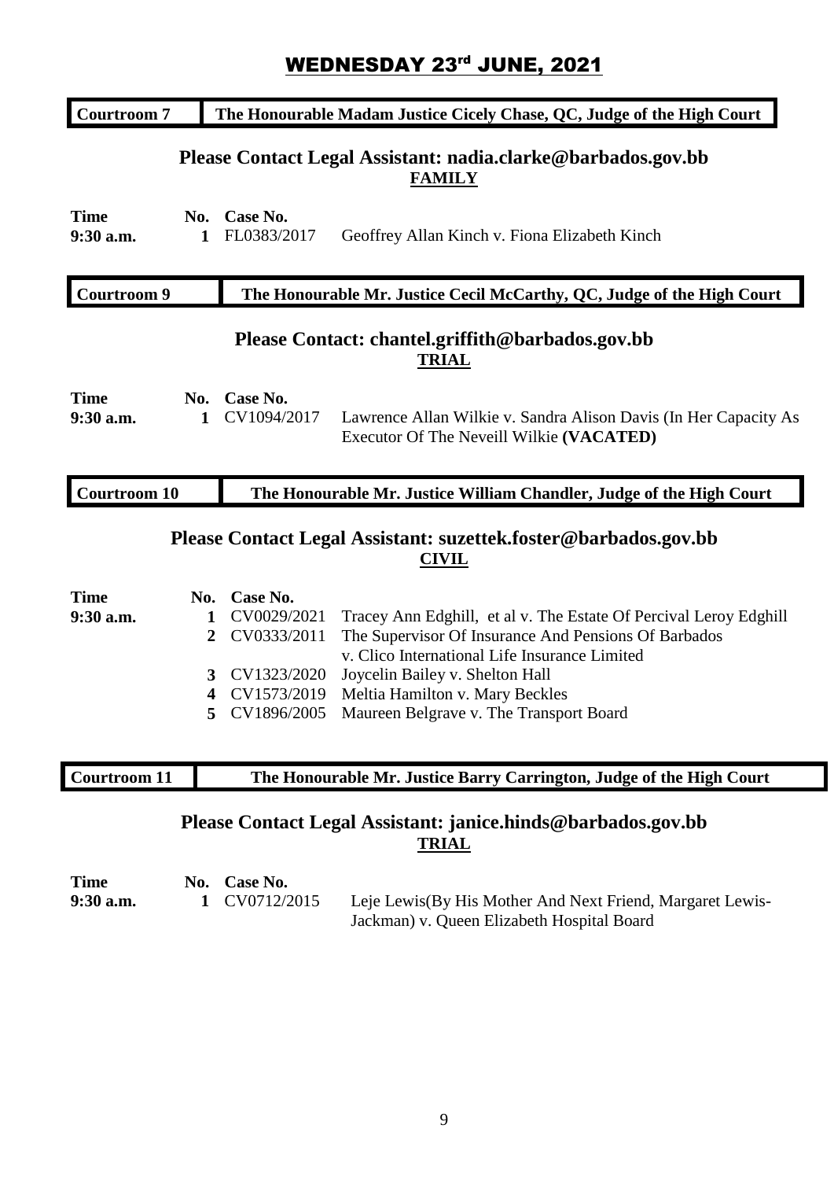# WEDNESDAY 23rd JUNE, 2021

| Courtroom 7 | The Honourable Madam Justice Cicely Chase, QC, Judge of the High Court |
|---|---|

### Please Contact Legal Assistant: nadia.clarke@barbados.gov.bb

**FAMILY**

| Time | No. | Case No. | |
|---|---|---|---|
| 9:30 a.m. | 1 | FL0383/2017 | Geoffrey Allan Kinch v. Fiona Elizabeth Kinch |

| Courtroom 9 | The Honourable Mr. Justice Cecil McCarthy, QC, Judge of the High Court |
|---|---|

### Please Contact: chantel.griffith@barbados.gov.bb

**TRIAL**

| Time | No. | Case No. | |
|---|---|---|---|
| 9:30 a.m. | 1 | CV1094/2017 | Lawrence Allan Wilkie v. Sandra Alison Davis (In Her Capacity As Executor Of The Neveill Wilkie **(VACATED)** |

| Courtroom 10 | The Honourable Mr. Justice William Chandler, Judge of the High Court |
|---|---|

### Please Contact Legal Assistant: suzettek.foster@barbados.gov.bb

**CIVIL**

| Time | No. | Case No. | |
|---|---|---|---|
| 9:30 a.m. | 1 | CV0029/2021 | Tracey Ann Edghill, et al v. The Estate Of Percival Leroy Edghill |
| | 2 | CV0333/2011 | The Supervisor Of Insurance And Pensions Of Barbados v. Clico International Life Insurance Limited |
| | 3 | CV1323/2020 | Joycelin Bailey v. Shelton Hall |
| | 4 | CV1573/2019 | Meltia Hamilton v. Mary Beckles |
| | 5 | CV1896/2005 | Maureen Belgrave v. The Transport Board |

| Courtroom 11 | The Honourable Mr. Justice Barry Carrington, Judge of the High Court |
|---|---|

### Please Contact Legal Assistant: janice.hinds@barbados.gov.bb

**TRIAL**

| Time | No. | Case No. | |
|---|---|---|---|
| 9:30 a.m. | 1 | CV0712/2015 | Leje Lewis(By His Mother And Next Friend, Margaret Lewis-Jackman) v. Queen Elizabeth Hospital Board |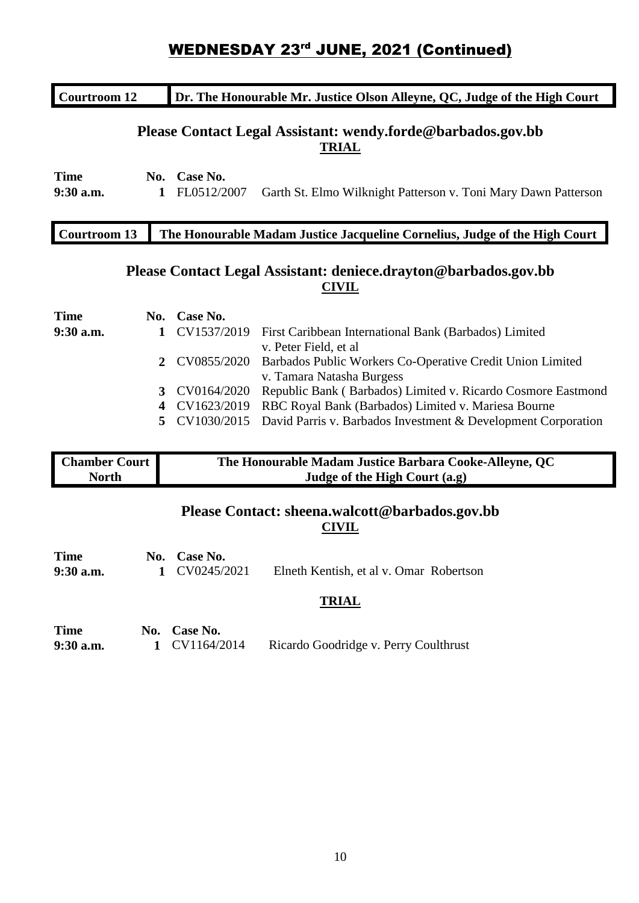## WEDNESDAY 23[rd] JUNE, 2021 (Continued)

| Courtroom 12 | Dr. The Honourable Mr. Justice Olson Alleyne, QC, Judge of the High Court |
|---|---|

### Please Contact Legal Assistant: wendy.forde@barbados.gov.bb

**TRIAL**

| Time | No. | Case No. | |
|---|---|---|---|
| 9:30 a.m. | 1 | FL0512/2007 | Garth St. Elmo Wilknight Patterson v. Toni Mary Dawn Patterson |

| Courtroom 13 | The Honourable Madam Justice Jacqueline Cornelius, Judge of the High Court |
|---|---|

### Please Contact Legal Assistant: deniece.drayton@barbados.gov.bb

**CIVIL**

| Time | No. | Case No. | |
|---|---|---|---|
| 9:30 a.m. | 1 | CV1537/2019 | First Caribbean International Bank (Barbados) Limited v. Peter Field, et al |
| | 2 | CV0855/2020 | Barbados Public Workers Co-Operative Credit Union Limited v. Tamara Natasha Burgess |
| | 3 | CV0164/2020 | Republic Bank ( Barbados) Limited v. Ricardo Cosmore Eastmond |
| | 4 | CV1623/2019 | RBC Royal Bank (Barbados) Limited v. Mariesa Bourne |
| | 5 | CV1030/2015 | David Parris v. Barbados Investment & Development Corporation |

| Chamber Court North | The Honourable Madam Justice Barbara Cooke-Alleyne, QC Judge of the High Court (a.g) |
|---|---|

### Please Contact: sheena.walcott@barbados.gov.bb

**CIVIL**

| Time | No. | Case No. | |
|---|---|---|---|
| 9:30 a.m. | 1 | CV0245/2021 | Elneth Kentish, et al v. Omar Robertson |

**TRIAL**

| Time | No. | Case No. | |
|---|---|---|---|
| 9:30 a.m. | 1 | CV1164/2014 | Ricardo Goodridge v. Perry Coulthrust |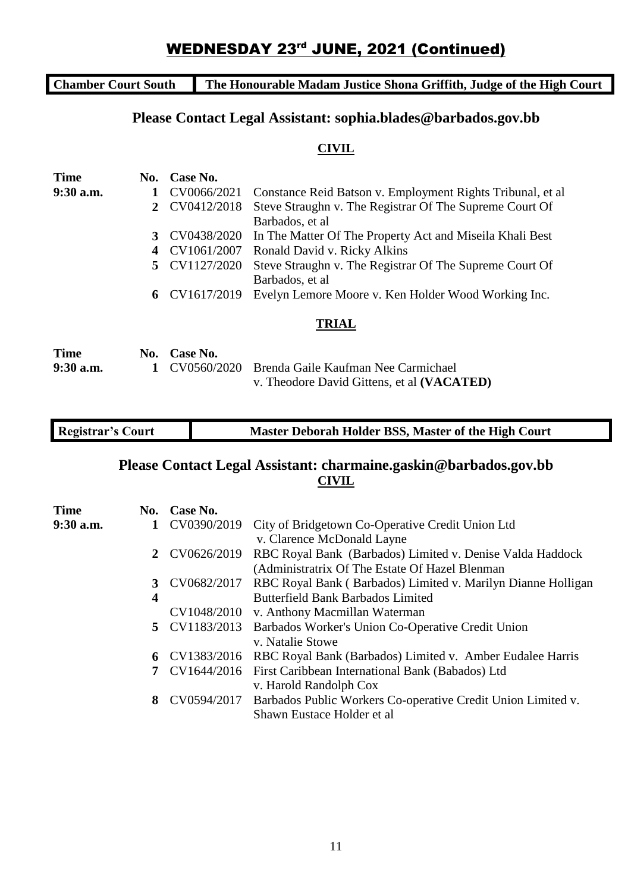# WEDNESDAY 23rd JUNE, 2021 (Continued)

| **Chamber Court South** | **The Honourable Madam Justice Shona Griffith, Judge of the High Court** |
|---|---|

## Please Contact Legal Assistant: sophia.blades@barbados.gov.bb

### CIVIL

| Time | No. | Case No. | |
|---|---|---|---|
| 9:30 a.m. | 1 | CV0066/2021 | Constance Reid Batson v. Employment Rights Tribunal, et al |
| | 2 | CV0412/2018 | Steve Straughn v. The Registrar Of The Supreme Court Of Barbados, et al |
| | 3 | CV0438/2020 | In The Matter Of The Property Act and Miseila Khali Best |
| | 4 | CV1061/2007 | Ronald David v. Ricky Alkins |
| | 5 | CV1127/2020 | Steve Straughn v. The Registrar Of The Supreme Court Of Barbados, et al |
| | 6 | CV1617/2019 | Evelyn Lemore Moore v. Ken Holder Wood Working Inc. |

### TRIAL

| Time | No. | Case No. | |
|---|---|---|---|
| 9:30 a.m. | 1 | CV0560/2020 | Brenda Gaile Kaufman Nee Carmichael v. Theodore David Gittens, et al **(VACATED)** |

| **Registrar's Court** | **Master Deborah Holder BSS, Master of the High Court** |
|---|---|

## Please Contact Legal Assistant: charmaine.gaskin@barbados.gov.bb

### CIVIL

| Time | No. | Case No. | |
|---|---|---|---|
| 9:30 a.m. | 1 | CV0390/2019 | City of Bridgetown Co-Operative Credit Union Ltd v. Clarence McDonald Layne |
| | 2 | CV0626/2019 | RBC Royal Bank (Barbados) Limited v. Denise Valda Haddock (Administratrix Of The Estate Of Hazel Blenman |
| | 3 | CV0682/2017 | RBC Royal Bank ( Barbados) Limited v. Marilyn Dianne Holligan |
| | 4 | CV1048/2010 | Butterfield Bank Barbados Limited v. Anthony Macmillan Waterman |
| | 5 | CV1183/2013 | Barbados Worker's Union Co-Operative Credit Union v. Natalie Stowe |
| | 6 | CV1383/2016 | RBC Royal Bank (Barbados) Limited v. Amber Eudalee Harris |
| | 7 | CV1644/2016 | First Caribbean International Bank (Babados) Ltd v. Harold Randolph Cox |
| | 8 | CV0594/2017 | Barbados Public Workers Co-operative Credit Union Limited v. Shawn Eustace Holder et al |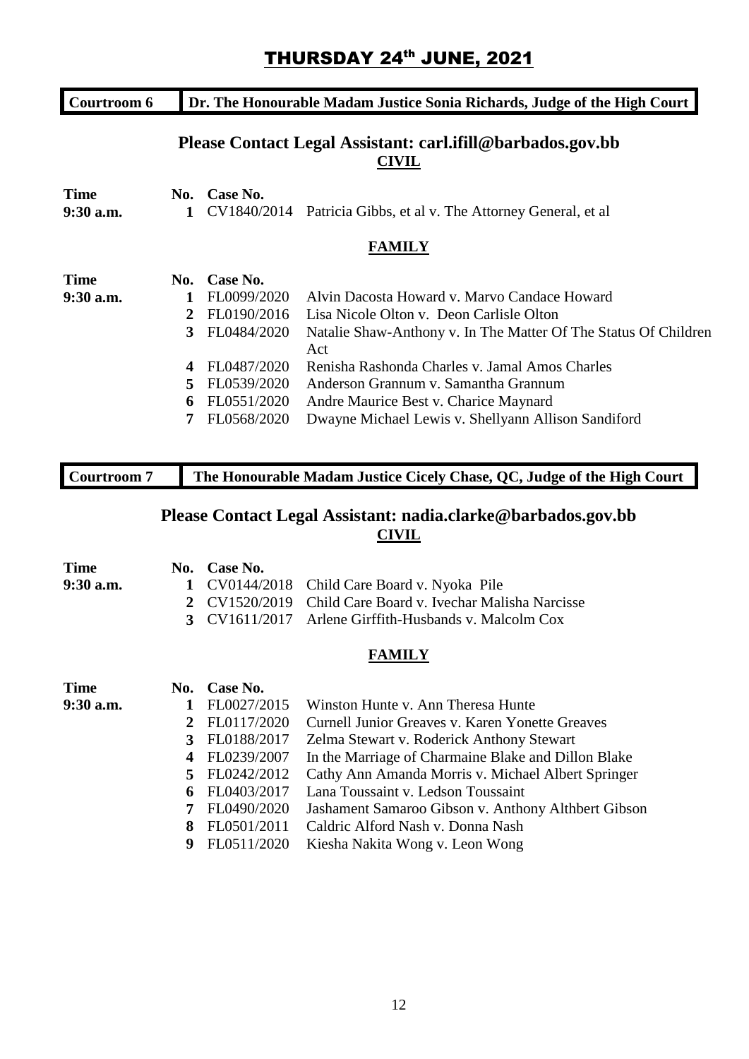# THURSDAY 24th JUNE, 2021

| Courtroom 6 | Dr. The Honourable Madam Justice Sonia Richards, Judge of the High Court |
|---|---|

**Please Contact Legal Assistant: carl.ifill@barbados.gov.bb**

**CIVIL**

| Time | No. | Case No. | |
|---|---|---|---|
| 9:30 a.m. | 1 | CV1840/2014 | Patricia Gibbs, et al v. The Attorney General, et al |

**FAMILY**

| Time | No. | Case No. | |
|---|---|---|---|
| 9:30 a.m. | 1 | FL0099/2020 | Alvin Dacosta Howard v. Marvo Candace Howard |
| | 2 | FL0190/2016 | Lisa Nicole Olton v. Deon Carlisle Olton |
| | 3 | FL0484/2020 | Natalie Shaw-Anthony v. In The Matter Of The Status Of Children Act |
| | 4 | FL0487/2020 | Renisha Rashonda Charles v. Jamal Amos Charles |
| | 5 | FL0539/2020 | Anderson Grannum v. Samantha Grannum |
| | 6 | FL0551/2020 | Andre Maurice Best v. Charice Maynard |
| | 7 | FL0568/2020 | Dwayne Michael Lewis v. Shellyann Allison Sandiford |

| Courtroom 7 | The Honourable Madam Justice Cicely Chase, QC, Judge of the High Court |
|---|---|

**Please Contact Legal Assistant: nadia.clarke@barbados.gov.bb**

**CIVIL**

| Time | No. | Case No. | |
|---|---|---|---|
| 9:30 a.m. | 1 | CV0144/2018 | Child Care Board v. Nyoka Pile |
| | 2 | CV1520/2019 | Child Care Board v. Ivechar Malisha Narcisse |
| | 3 | CV1611/2017 | Arlene Girffith-Husbands v. Malcolm Cox |

**FAMILY**

| Time | No. | Case No. | |
|---|---|---|---|
| 9:30 a.m. | 1 | FL0027/2015 | Winston Hunte v. Ann Theresa Hunte |
| | 2 | FL0117/2020 | Curnell Junior Greaves v. Karen Yonette Greaves |
| | 3 | FL0188/2017 | Zelma Stewart v. Roderick Anthony Stewart |
| | 4 | FL0239/2007 | In the Marriage of Charmaine Blake and Dillon Blake |
| | 5 | FL0242/2012 | Cathy Ann Amanda Morris v. Michael Albert Springer |
| | 6 | FL0403/2017 | Lana Toussaint v. Ledson Toussaint |
| | 7 | FL0490/2020 | Jashament Samaroo Gibson v. Anthony Althbert Gibson |
| | 8 | FL0501/2011 | Caldric Alford Nash v. Donna Nash |
| | 9 | FL0511/2020 | Kiesha Nakita Wong v. Leon Wong |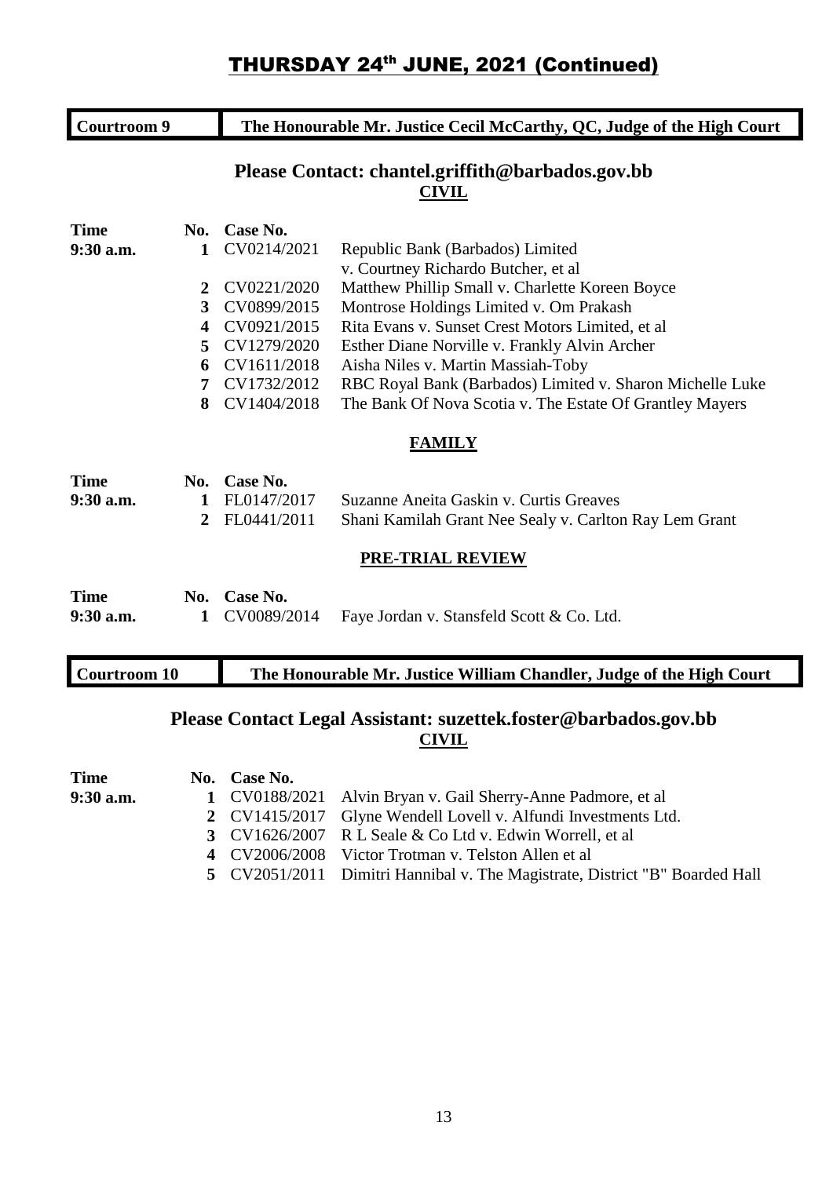# THURSDAY 24th JUNE, 2021 (Continued)

| Courtroom 9 | The Honourable Mr. Justice Cecil McCarthy, QC, Judge of the High Court |
|---|---|

## Please Contact: chantel.griffith@barbados.gov.bb

### CIVIL

| Time | No. | Case No. | |
|---|---|---|---|
| 9:30 a.m. | 1 | CV0214/2021 | Republic Bank (Barbados) Limited v. Courtney Richardo Butcher, et al |
| | 2 | CV0221/2020 | Matthew Phillip Small v. Charlette Koreen Boyce |
| | 3 | CV0899/2015 | Montrose Holdings Limited v. Om Prakash |
| | 4 | CV0921/2015 | Rita Evans v. Sunset Crest Motors Limited, et al |
| | 5 | CV1279/2020 | Esther Diane Norville v. Frankly Alvin Archer |
| | 6 | CV1611/2018 | Aisha Niles v. Martin Massiah-Toby |
| | 7 | CV1732/2012 | RBC Royal Bank (Barbados) Limited v. Sharon Michelle Luke |
| | 8 | CV1404/2018 | The Bank Of Nova Scotia v. The Estate Of Grantley Mayers |

### FAMILY

| Time | No. | Case No. | |
|---|---|---|---|
| 9:30 a.m. | 1 | FL0147/2017 | Suzanne Aneita Gaskin v. Curtis Greaves |
| | 2 | FL0441/2011 | Shani Kamilah Grant Nee Sealy v. Carlton Ray Lem Grant |

### PRE-TRIAL REVIEW

| Time | No. | Case No. | |
|---|---|---|---|
| 9:30 a.m. | 1 | CV0089/2014 | Faye Jordan v. Stansfeld Scott & Co. Ltd. |

| Courtroom 10 | The Honourable Mr. Justice William Chandler, Judge of the High Court |
|---|---|

## Please Contact Legal Assistant: suzettek.foster@barbados.gov.bb

### CIVIL

| Time | No. | Case No. | |
|---|---|---|---|
| 9:30 a.m. | 1 | CV0188/2021 | Alvin Bryan v. Gail Sherry-Anne Padmore, et al |
| | 2 | CV1415/2017 | Glyne Wendell Lovell v. Alfundi Investments Ltd. |
| | 3 | CV1626/2007 | R L Seale & Co Ltd v. Edwin Worrell, et al |
| | 4 | CV2006/2008 | Victor Trotman v. Telston Allen et al |
| | 5 | CV2051/2011 | Dimitri Hannibal v. The Magistrate, District "B" Boarded Hall |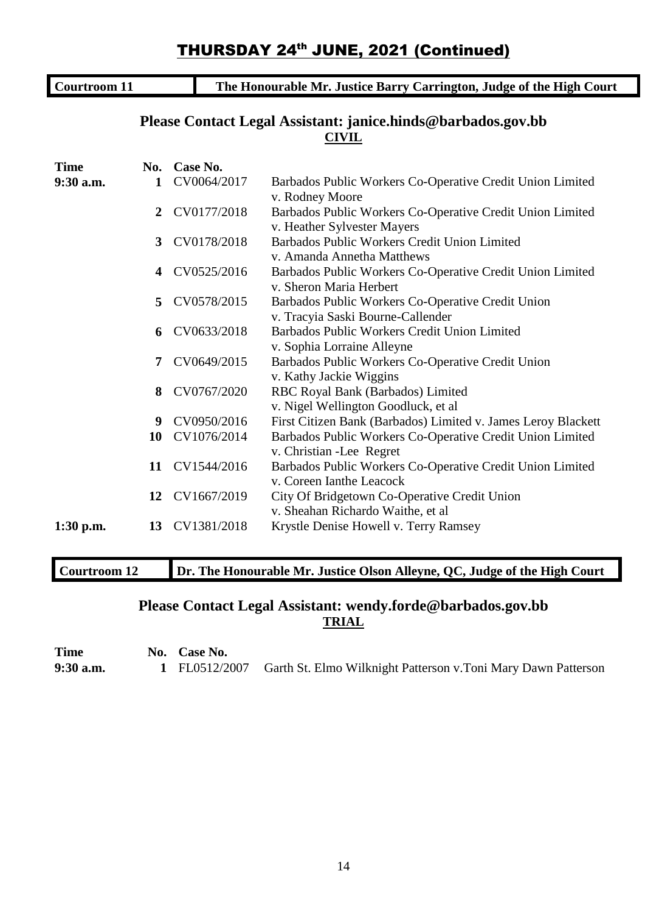# THURSDAY 24th JUNE, 2021 (Continued)

| Courtroom 11 | The Honourable Mr. Justice Barry Carrington, Judge of the High Court |
|---|---|

## Please Contact Legal Assistant: janice.hinds@barbados.gov.bb

**CIVIL**

| Time | No. | Case No. | |
|---|---|---|---|
| 9:30 a.m. | 1 | CV0064/2017 | Barbados Public Workers Co-Operative Credit Union Limited v. Rodney Moore |
| | 2 | CV0177/2018 | Barbados Public Workers Co-Operative Credit Union Limited v. Heather Sylvester Mayers |
| | 3 | CV0178/2018 | Barbados Public Workers Credit Union Limited v. Amanda Annetha Matthews |
| | 4 | CV0525/2016 | Barbados Public Workers Co-Operative Credit Union Limited v. Sheron Maria Herbert |
| | 5 | CV0578/2015 | Barbados Public Workers Co-Operative Credit Union v. Tracyia Saski Bourne-Callender |
| | 6 | CV0633/2018 | Barbados Public Workers Credit Union Limited v. Sophia Lorraine Alleyne |
| | 7 | CV0649/2015 | Barbados Public Workers Co-Operative Credit Union v. Kathy Jackie Wiggins |
| | 8 | CV0767/2020 | RBC Royal Bank (Barbados) Limited v. Nigel Wellington Goodluck, et al |
| | 9 | CV0950/2016 | First Citizen Bank (Barbados) Limited v. James Leroy Blackett |
| | 10 | CV1076/2014 | Barbados Public Workers Co-Operative Credit Union Limited v. Christian -Lee Regret |
| | 11 | CV1544/2016 | Barbados Public Workers Co-Operative Credit Union Limited v. Coreen Ianthe Leacock |
| | 12 | CV1667/2019 | City Of Bridgetown Co-Operative Credit Union v. Sheahan Richardo Waithe, et al |
| 1:30 p.m. | 13 | CV1381/2018 | Krystle Denise Howell v. Terry Ramsey |

| Courtroom 12 | Dr. The Honourable Mr. Justice Olson Alleyne, QC, Judge of the High Court |
|---|---|

## Please Contact Legal Assistant: wendy.forde@barbados.gov.bb

**TRIAL**

| Time | No. | Case No. | |
|---|---|---|---|
| 9:30 a.m. | 1 | FL0512/2007 | Garth St. Elmo Wilknight Patterson v.Toni Mary Dawn Patterson |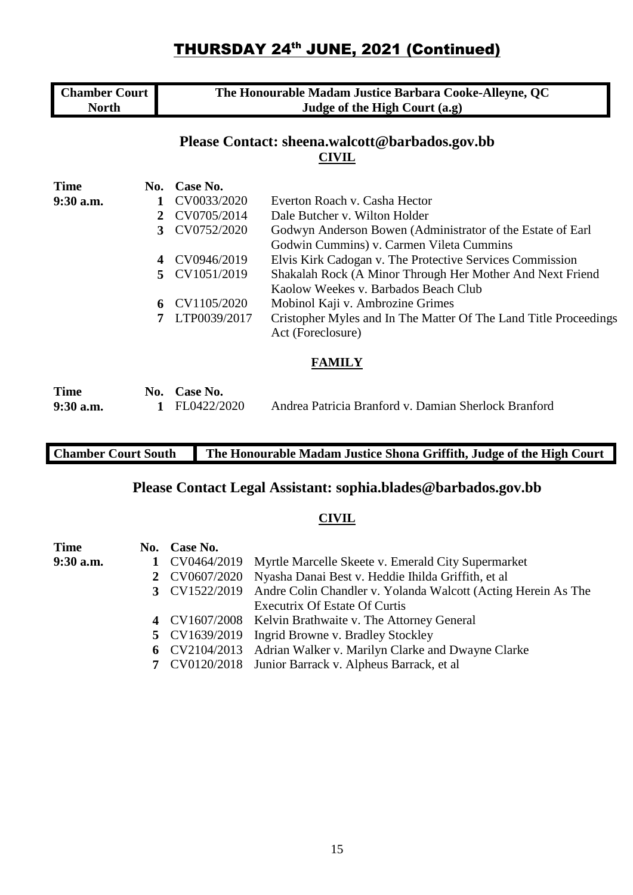# THURSDAY 24th JUNE, 2021 (Continued)

| Chamber Court North | The Honourable Madam Justice Barbara Cooke-Alleyne, QC Judge of the High Court (a.g) |
|---|---|

## Please Contact: sheena.walcott@barbados.gov.bb

### CIVIL

| Time | No. | Case No. | |
|---|---|---|---|
| 9:30 a.m. | 1 | CV0033/2020 | Everton Roach v. Casha Hector |
| | 2 | CV0705/2014 | Dale Butcher v. Wilton Holder |
| | 3 | CV0752/2020 | Godwyn Anderson Bowen (Administrator of the Estate of Earl Godwin Cummins) v. Carmen Vileta Cummins |
| | 4 | CV0946/2019 | Elvis Kirk Cadogan v. The Protective Services Commission |
| | 5 | CV1051/2019 | Shakalah Rock (A Minor Through Her Mother And Next Friend Kaolow Weekes v. Barbados Beach Club |
| | 6 | CV1105/2020 | Mobinol Kaji v. Ambrozine Grimes |
| | 7 | LTP0039/2017 | Cristopher Myles and In The Matter Of The Land Title Proceedings Act (Foreclosure) |

### FAMILY

| Time | No. | Case No. | |
|---|---|---|---|
| 9:30 a.m. | 1 | FL0422/2020 | Andrea Patricia Branford v. Damian Sherlock Branford |

| Chamber Court South | The Honourable Madam Justice Shona Griffith, Judge of the High Court |
|---|---|

## Please Contact Legal Assistant: sophia.blades@barbados.gov.bb

### CIVIL

| Time | No. | Case No. | |
|---|---|---|---|
| 9:30 a.m. | 1 | CV0464/2019 | Myrtle Marcelle Skeete v. Emerald City Supermarket |
| | 2 | CV0607/2020 | Nyasha Danai Best v. Heddie Ihilda Griffith, et al |
| | 3 | CV1522/2019 | Andre Colin Chandler v. Yolanda Walcott (Acting Herein As The Executrix Of Estate Of Curtis |
| | 4 | CV1607/2008 | Kelvin Brathwaite v. The Attorney General |
| | 5 | CV1639/2019 | Ingrid Browne v. Bradley Stockley |
| | 6 | CV2104/2013 | Adrian Walker v. Marilyn Clarke and Dwayne Clarke |
| | 7 | CV0120/2018 | Junior Barrack v. Alpheus Barrack, et al |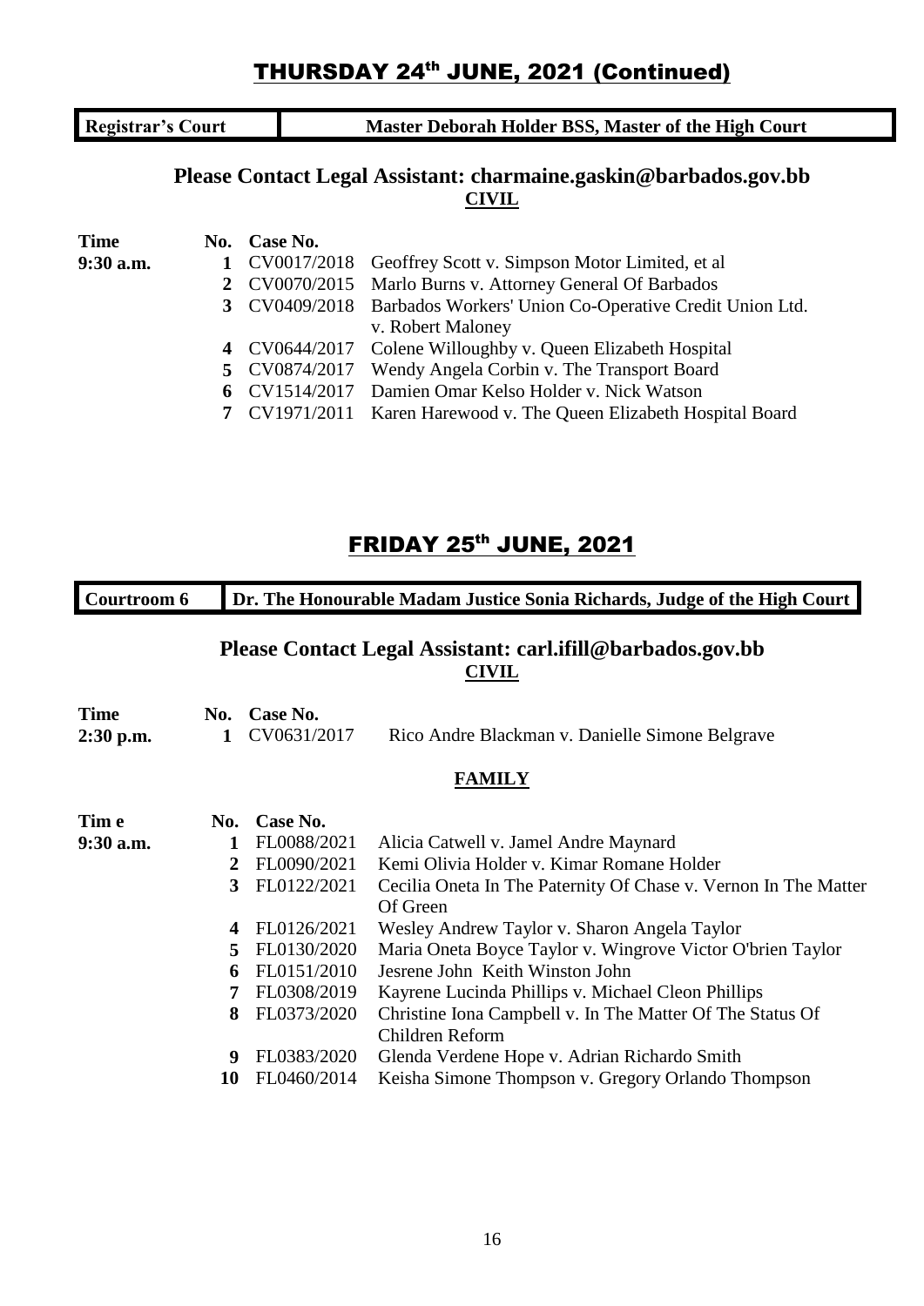# THURSDAY 24th JUNE, 2021 (Continued)

| Registrar's Court | Master Deborah Holder BSS, Master of the High Court |
|---|---|

**Please Contact Legal Assistant: charmaine.gaskin@barbados.gov.bb**

**CIVIL**

| Time | No. | Case No. | |
|---|---|---|---|
| 9:30 a.m. | 1 | CV0017/2018 | Geoffrey Scott v. Simpson Motor Limited, et al |
| | 2 | CV0070/2015 | Marlo Burns v. Attorney General Of Barbados |
| | 3 | CV0409/2018 | Barbados Workers' Union Co-Operative Credit Union Ltd. v. Robert Maloney |
| | 4 | CV0644/2017 | Colene Willoughby v. Queen Elizabeth Hospital |
| | 5 | CV0874/2017 | Wendy Angela Corbin v. The Transport Board |
| | 6 | CV1514/2017 | Damien Omar Kelso Holder v. Nick Watson |
| | 7 | CV1971/2011 | Karen Harewood v. The Queen Elizabeth Hospital Board |

# FRIDAY 25th JUNE, 2021

| Courtroom 6 | Dr. The Honourable Madam Justice Sonia Richards, Judge of the High Court |
|---|---|

**Please Contact Legal Assistant: carl.ifill@barbados.gov.bb**

**CIVIL**

| Time | No. | Case No. | |
|---|---|---|---|
| 2:30 p.m. | 1 | CV0631/2017 | Rico Andre Blackman v. Danielle Simone Belgrave |

**FAMILY**

| Tim e | No. | Case No. | |
|---|---|---|---|
| 9:30 a.m. | 1 | FL0088/2021 | Alicia Catwell v. Jamel Andre Maynard |
| | 2 | FL0090/2021 | Kemi Olivia Holder v. Kimar Romane Holder |
| | 3 | FL0122/2021 | Cecilia Oneta In The Paternity Of Chase v. Vernon In The Matter Of Green |
| | 4 | FL0126/2021 | Wesley Andrew Taylor v. Sharon Angela Taylor |
| | 5 | FL0130/2020 | Maria Oneta Boyce Taylor v. Wingrove Victor O'brien Taylor |
| | 6 | FL0151/2010 | Jesrene John Keith Winston John |
| | 7 | FL0308/2019 | Kayrene Lucinda Phillips v. Michael Cleon Phillips |
| | 8 | FL0373/2020 | Christine Iona Campbell v. In The Matter Of The Status Of Children Reform |
| | 9 | FL0383/2020 | Glenda Verdene Hope v. Adrian Richardo Smith |
| | 10 | FL0460/2014 | Keisha Simone Thompson v. Gregory Orlando Thompson |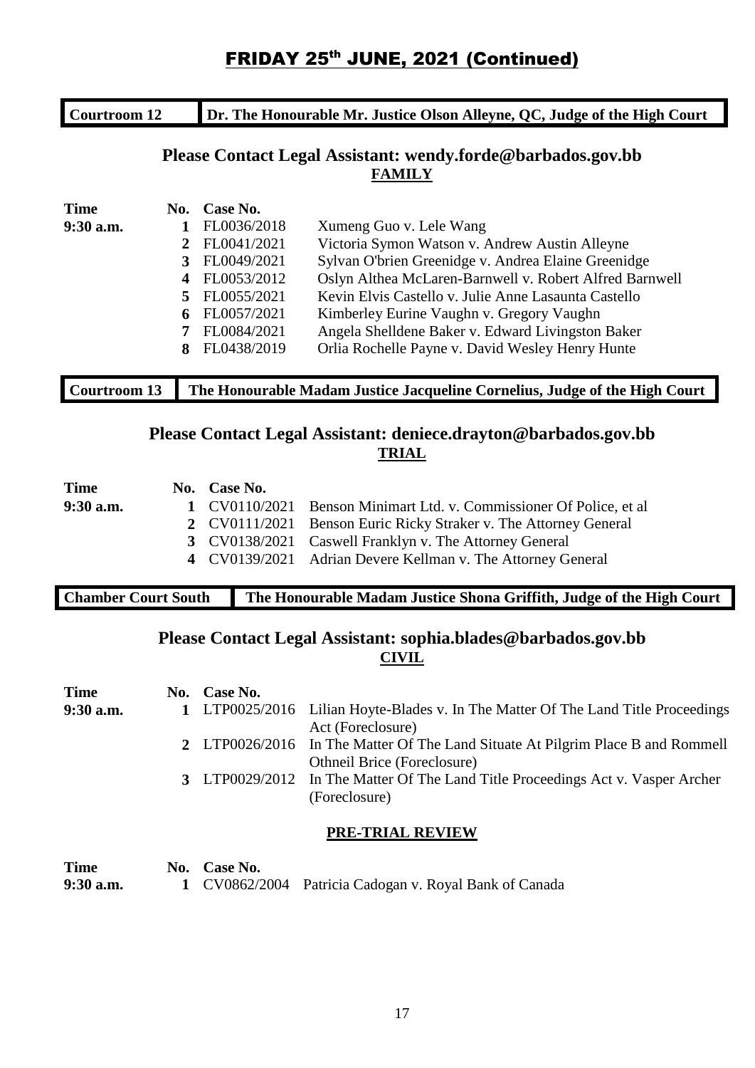# FRIDAY 25th JUNE, 2021 (Continued)

| Courtroom 12 | Dr. The Honourable Mr. Justice Olson Alleyne, QC, Judge of the High Court |
|---|---|

### Please Contact Legal Assistant: wendy.forde@barbados.gov.bb

**FAMILY**

| Time | No. | Case No. | |
|---|---|---|---|
| 9:30 a.m. | 1 | FL0036/2018 | Xumeng Guo v. Lele Wang |
| | 2 | FL0041/2021 | Victoria Symon Watson v. Andrew Austin Alleyne |
| | 3 | FL0049/2021 | Sylvan O'brien Greenidge v. Andrea Elaine Greenidge |
| | 4 | FL0053/2012 | Oslyn Althea McLaren-Barnwell v. Robert Alfred Barnwell |
| | 5 | FL0055/2021 | Kevin Elvis Castello v. Julie Anne Lasaunta Castello |
| | 6 | FL0057/2021 | Kimberley Eurine Vaughn v. Gregory Vaughn |
| | 7 | FL0084/2021 | Angela Shelldene Baker v. Edward Livingston Baker |
| | 8 | FL0438/2019 | Orlia Rochelle Payne v. David Wesley Henry Hunte |

| Courtroom 13 | The Honourable Madam Justice Jacqueline Cornelius, Judge of the High Court |
|---|---|

### Please Contact Legal Assistant: deniece.drayton@barbados.gov.bb

**TRIAL**

| Time | No. | Case No. | |
|---|---|---|---|
| 9:30 a.m. | 1 | CV0110/2021 | Benson Minimart Ltd. v. Commissioner Of Police, et al |
| | 2 | CV0111/2021 | Benson Euric Ricky Straker v. The Attorney General |
| | 3 | CV0138/2021 | Caswell Franklyn v. The Attorney General |
| | 4 | CV0139/2021 | Adrian Devere Kellman v. The Attorney General |

| Chamber Court South | The Honourable Madam Justice Shona Griffith, Judge of the High Court |
|---|---|

### Please Contact Legal Assistant: sophia.blades@barbados.gov.bb

**CIVIL**

| Time | No. | Case No. | |
|---|---|---|---|
| 9:30 a.m. | 1 | LTP0025/2016 | Lilian Hoyte-Blades v. In The Matter Of The Land Title Proceedings Act (Foreclosure) |
| | 2 | LTP0026/2016 | In The Matter Of The Land Situate At Pilgrim Place B and Rommell Othneil Brice (Foreclosure) |
| | 3 | LTP0029/2012 | In The Matter Of The Land Title Proceedings Act v. Vasper Archer (Foreclosure) |

**PRE-TRIAL REVIEW**

| Time | No. | Case No. | |
|---|---|---|---|
| 9:30 a.m. | 1 | CV0862/2004 | Patricia Cadogan v. Royal Bank of Canada |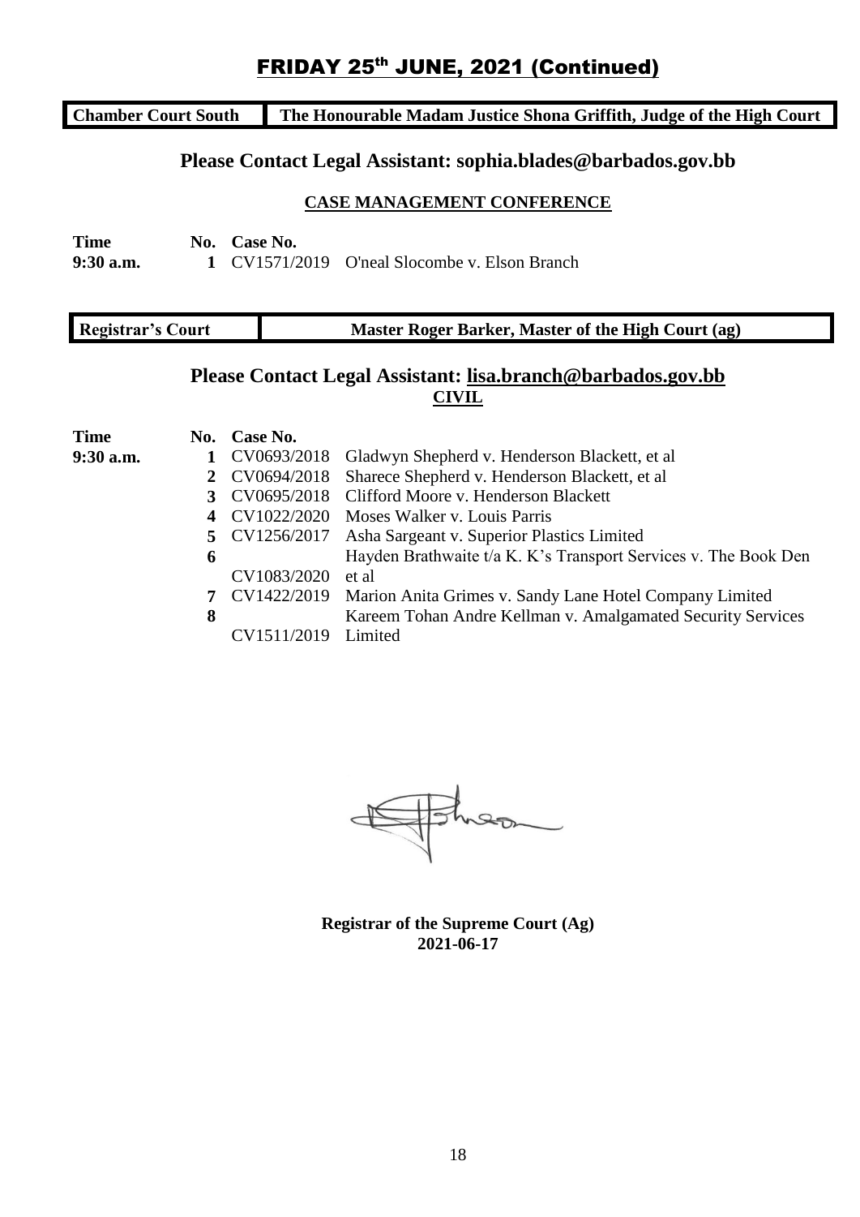# FRIDAY 25th JUNE, 2021 (Continued)

**Chamber Court South** | **The Honourable Madam Justice Shona Griffith, Judge of the High Court**

## Please Contact Legal Assistant: sophia.blades@barbados.gov.bb

### CASE MANAGEMENT CONFERENCE

| Time | No. | Case No. | |
|---|---|---|---|
| 9:30 a.m. | 1 | CV1571/2019 | O'neal Slocombe v. Elson Branch |

**Registrar's Court** | **Master Roger Barker, Master of the High Court (ag)**

## Please Contact Legal Assistant: lisa.branch@barbados.gov.bb

### CIVIL

| Time | No. | Case No. | |
|---|---|---|---|
| 9:30 a.m. | 1 | CV0693/2018 | Gladwyn Shepherd v. Henderson Blackett, et al |
| | 2 | CV0694/2018 | Sharece Shepherd v. Henderson Blackett, et al |
| | 3 | CV0695/2018 | Clifford Moore v. Henderson Blackett |
| | 4 | CV1022/2020 | Moses Walker v. Louis Parris |
| | 5 | CV1256/2017 | Asha Sargeant v. Superior Plastics Limited |
| | 6 | CV1083/2020 | Hayden Brathwaite t/a K. K's Transport Services v. The Book Den et al |
| | 7 | CV1422/2019 | Marion Anita Grimes v. Sandy Lane Hotel Company Limited |
| | 8 | CV1511/2019 | Kareem Tohan Andre Kellman v. Amalgamated Security Services Limited |

**Registrar of the Supreme Court (Ag)**
**2021-06-17**